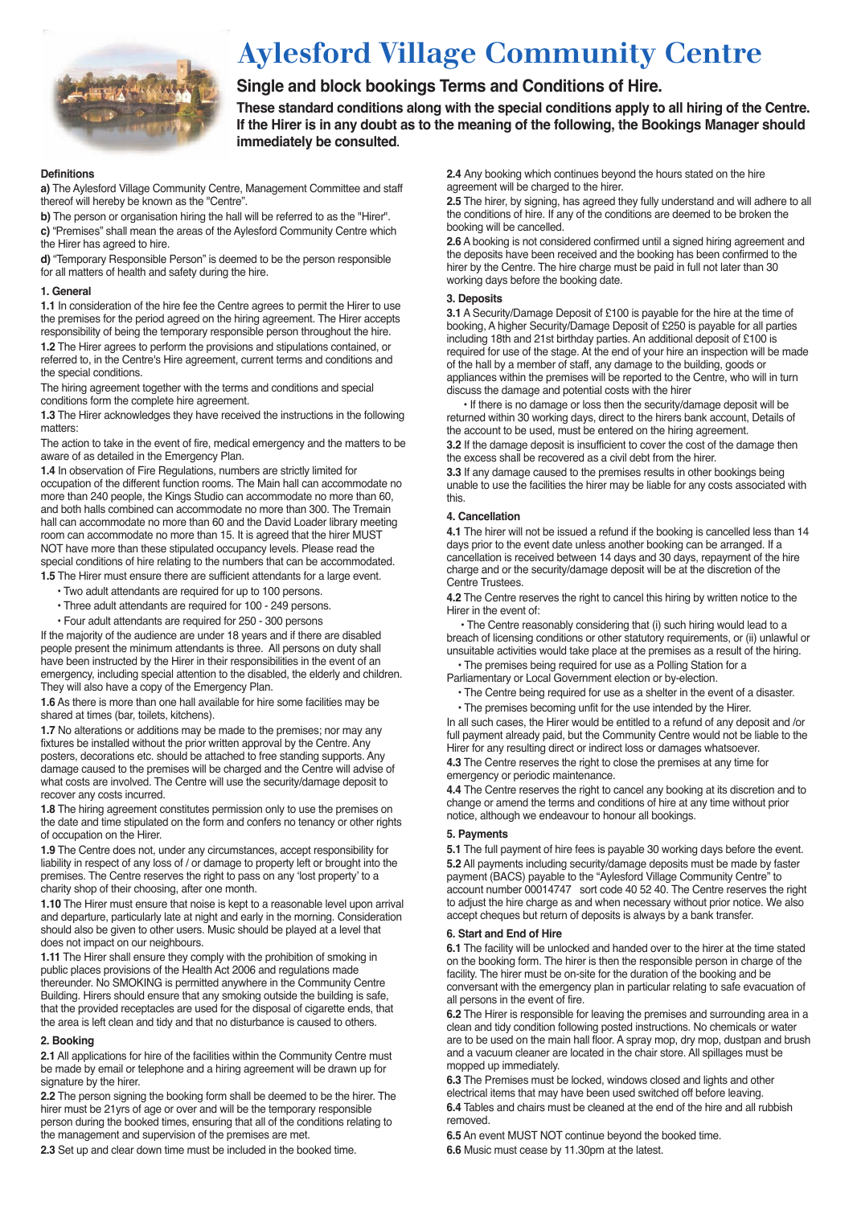# Aylesford Village Community Centre

## Single and block bookings Terms and Conditions of Hire.

**These standard conditions along with the special conditions apply to all hiring of the Centre. If the Hirer is in any doubt as to the meaning of the following, the Bookings Manager should immediately be consulted.**

### Definitions

**a)** The Aylesford Village Community Centre, Management Committee and staff thereof will hereby be known as the "Centre".

**b)** The person or organisation hiring the hall will be referred to as the "Hirer".

**c)** "Premises" shall mean the areas of the Aylesford Community Centre which the Hirer has agreed to hire.

**d)** "Temporary Responsible Person" is deemed to be the person responsible for all matters of health and safety during the hire.

### 1. General

**1.1** In consideration of the hire fee the Centre agrees to permit the Hirer to use the premises for the period agreed on the hiring agreement. The Hirer accepts responsibility of being the temporary responsible person throughout the hire.

**1.2** The Hirer agrees to perform the provisions and stipulations contained, or referred to, in the Centre's Hire agreement, current terms and conditions and the special conditions.

The hiring agreement together with the terms and conditions and special conditions form the complete hire agreement.

**1.3** The Hirer acknowledges they have received the instructions in the following matters:

The action to take in the event of fire, medical emergency and the matters to be aware of as detailed in the Emergency Plan.

**1.4** In observation of Fire Regulations, numbers are strictly limited for occupation of the different function rooms. The Main hall can accommodate no more than 240 people, the Kings Studio can accommodate no more than 60, and both halls combined can accommodate no more than 300. The Tremain hall can accommodate no more than 60 and the David Loader library meeting room can accommodate no more than 15. It is agreed that the hirer MUST NOT have more than these stipulated occupancy levels. Please read the special conditions of hire relating to the numbers that can be accommodated.

**1.5** The Hirer must ensure there are sufficient attendants for a large event.

- Two adult attendants are required for up to 100 persons.
- Three adult attendants are required for 100 - 249 persons.
- Four adult attendants are required for 250 - 300 persons

If the majority of the audience are under 18 years and if there are disabled people present the minimum attendants is three. All persons on duty shall have been instructed by the Hirer in their responsibilities in the event of an emergency, including special attention to the disabled, the elderly and children. They will also have a copy of the Emergency Plan.

**1.6** As there is more than one hall available for hire some facilities may be shared at times (bar, toilets, kitchens).

**1.7** No alterations or additions may be made to the premises; nor may any fixtures be installed without the prior written approval by the Centre. Any posters, decorations etc. should be attached to free standing supports. Any damage caused to the premises will be charged and the Centre will advise of what costs are involved. The Centre will use the security/damage deposit to recover any costs incurred.

**1.8** The hiring agreement constitutes permission only to use the premises on the date and time stipulated on the form and confers no tenancy or other rights of occupation on the Hirer.

**1.9** The Centre does not, under any circumstances, accept responsibility for liability in respect of any loss of / or damage to property left or brought into the premises. The Centre reserves the right to pass on any 'lost property' to a charity shop of their choosing, after one month.

**1.10** The Hirer must ensure that noise is kept to a reasonable level upon arrival and departure, particularly late at night and early in the morning. Consideration should also be given to other users. Music should be played at a level that does not impact on our neighbours.

**1.11** The Hirer shall ensure they comply with the prohibition of smoking in public places provisions of the Health Act 2006 and regulations made thereunder. No SMOKING is permitted anywhere in the Community Centre Building. Hirers should ensure that any smoking outside the building is safe, that the provided receptacles are used for the disposal of cigarette ends, that the area is left clean and tidy and that no disturbance is caused to others.

### 2. Booking

**2.1** All applications for hire of the facilities within the Community Centre must be made by email or telephone and a hiring agreement will be drawn up for signature by the hirer.

**2.2** The person signing the booking form shall be deemed to be the hirer. The hirer must be 21yrs of age or over and will be the temporary responsible person during the booked times, ensuring that all of the conditions relating to the management and supervision of the premises are met.

**2.3** Set up and clear down time must be included in the booked time.

**2.4** Any booking which continues beyond the hours stated on the hire agreement will be charged to the hirer.

**2.5** The hirer, by signing, has agreed they fully understand and will adhere to all the conditions of hire. If any of the conditions are deemed to be broken the booking will be cancelled.

**2.6** A booking is not considered confirmed until a signed hiring agreement and the deposits have been received and the booking has been confirmed to the hirer by the Centre. The hire charge must be paid in full not later than 30 working days before the booking date.

### 3. Deposits

**3.1** A Security/Damage Deposit of £100 is payable for the hire at the time of booking, A higher Security/Damage Deposit of £250 is payable for all parties including 18th and 21st birthday parties. An additional deposit of £100 is required for use of the stage. At the end of your hire an inspection will be made of the hall by a member of staff, any damage to the building, goods or appliances within the premises will be reported to the Centre, who will in turn discuss the damage and potential costs with the hirer

- If there is no damage or loss then the security/damage deposit will be returned within 30 working days, direct to the hirers bank account, Details of the account to be used, must be entered on the hiring agreement.

**3.2** If the damage deposit is insufficient to cover the cost of the damage then the excess shall be recovered as a civil debt from the hirer.

**3.3** If any damage caused to the premises results in other bookings being unable to use the facilities the hirer may be liable for any costs associated with this.

### 4. Cancellation

**4.1** The hirer will not be issued a refund if the booking is cancelled less than 14 days prior to the event date unless another booking can be arranged. If a cancellation is received between 14 days and 30 days, repayment of the hire charge and or the security/damage deposit will be at the discretion of the Centre Trustees.

**4.2** The Centre reserves the right to cancel this hiring by written notice to the Hirer in the event of:

- The Centre reasonably considering that (i) such hiring would lead to a breach of licensing conditions or other statutory requirements, or (ii) unlawful or unsuitable activities would take place at the premises as a result of the hiring.
- The premises being required for use as a Polling Station for a Parliamentary or Local Government election or by-election.
- The Centre being required for use as a shelter in the event of a disaster.
- The premises becoming unfit for the use intended by the Hirer.

In all such cases, the Hirer would be entitled to a refund of any deposit and /or full payment already paid, but the Community Centre would not be liable to the Hirer for any resulting direct or indirect loss or damages whatsoever.

**4.3** The Centre reserves the right to close the premises at any time for emergency or periodic maintenance.

**4.4** The Centre reserves the right to cancel any booking at its discretion and to change or amend the terms and conditions of hire at any time without prior notice, although we endeavour to honour all bookings.

### 5. Payments

**5.1** The full payment of hire fees is payable 30 working days before the event.

**5.2** All payments including security/damage deposits must be made by faster payment (BACS) payable to the "Aylesford Village Community Centre" to account number 00014747 sort code 40 52 40. The Centre reserves the right to adjust the hire charge as and when necessary without prior notice. We also accept cheques but return of deposits is always by a bank transfer.

### 6. Start and End of Hire

**6.1** The facility will be unlocked and handed over to the hirer at the time stated on the booking form. The hirer is then the responsible person in charge of the facility. The hirer must be on-site for the duration of the booking and be conversant with the emergency plan in particular relating to safe evacuation of all persons in the event of fire.

**6.2** The Hirer is responsible for leaving the premises and surrounding area in a clean and tidy condition following posted instructions. No chemicals or water are to be used on the main hall floor. A spray mop, dry mop, dustpan and brush and a vacuum cleaner are located in the chair store. All spillages must be mopped up immediately.

**6.3** The Premises must be locked, windows closed and lights and other electrical items that may have been used switched off before leaving.

**6.4** Tables and chairs must be cleaned at the end of the hire and all rubbish removed.

**6.5** An event MUST NOT continue beyond the booked time.

**6.6** Music must cease by 11.30pm at the latest.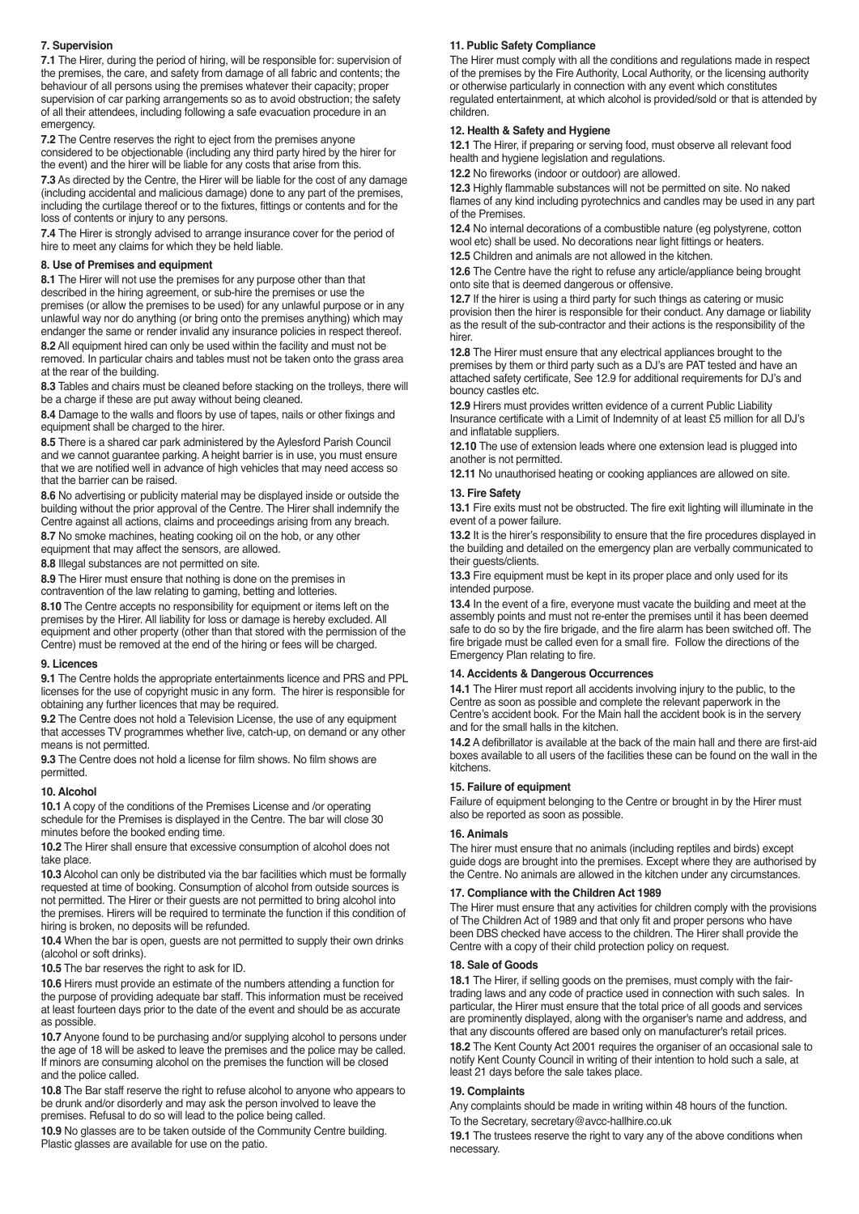### 7. Supervision

**7.1** The Hirer, during the period of hiring, will be responsible for: supervision of the premises, the care, and safety from damage of all fabric and contents; the behaviour of all persons using the premises whatever their capacity; proper supervision of car parking arrangements so as to avoid obstruction; the safety of all their attendees, including following a safe evacuation procedure in an emergency.

**7.2** The Centre reserves the right to eject from the premises anyone considered to be objectionable (including any third party hired by the hirer for the event) and the hirer will be liable for any costs that arise from this.

**7.3** As directed by the Centre, the Hirer will be liable for the cost of any damage (including accidental and malicious damage) done to any part of the premises, including the curtilage thereof or to the fixtures, fittings or contents and for the loss of contents or injury to any persons.

**7.4** The Hirer is strongly advised to arrange insurance cover for the period of hire to meet any claims for which they be held liable.

### 8. Use of Premises and equipment

**8.1** The Hirer will not use the premises for any purpose other than that described in the hiring agreement, or sub-hire the premises or use the premises (or allow the premises to be used) for any unlawful purpose or in any unlawful way nor do anything (or bring onto the premises anything) which may endanger the same or render invalid any insurance policies in respect thereof.

**8.2** All equipment hired can only be used within the facility and must not be removed. In particular chairs and tables must not be taken onto the grass area at the rear of the building.

**8.3** Tables and chairs must be cleaned before stacking on the trolleys, there will be a charge if these are put away without being cleaned.

**8.4** Damage to the walls and floors by use of tapes, nails or other fixings and equipment shall be charged to the hirer.

**8.5** There is a shared car park administered by the Aylesford Parish Council and we cannot guarantee parking. A height barrier is in use, you must ensure that we are notified well in advance of high vehicles that may need access so that the barrier can be raised.

**8.6** No advertising or publicity material may be displayed inside or outside the building without the prior approval of the Centre. The Hirer shall indemnify the Centre against all actions, claims and proceedings arising from any breach.

**8.7** No smoke machines, heating cooking oil on the hob, or any other equipment that may affect the sensors, are allowed.

**8.8** Illegal substances are not permitted on site.

**8.9** The Hirer must ensure that nothing is done on the premises in contravention of the law relating to gaming, betting and lotteries.

**8.10** The Centre accepts no responsibility for equipment or items left on the premises by the Hirer. All liability for loss or damage is hereby excluded. All equipment and other property (other than that stored with the permission of the Centre) must be removed at the end of the hiring or fees will be charged.

### 9. Licences

**9.1** The Centre holds the appropriate entertainments licence and PRS and PPL licenses for the use of copyright music in any form. The hirer is responsible for obtaining any further licences that may be required.

**9.2** The Centre does not hold a Television License, the use of any equipment that accesses TV programmes whether live, catch-up, on demand or any other means is not permitted.

**9.3** The Centre does not hold a license for film shows. No film shows are permitted.

### 10. Alcohol

**10.1** A copy of the conditions of the Premises License and /or operating schedule for the Premises is displayed in the Centre. The bar will close 30 minutes before the booked ending time.

**10.2** The Hirer shall ensure that excessive consumption of alcohol does not take place.

**10.3** Alcohol can only be distributed via the bar facilities which must be formally requested at time of booking. Consumption of alcohol from outside sources is not permitted. The Hirer or their guests are not permitted to bring alcohol into the premises. Hirers will be required to terminate the function if this condition of hiring is broken, no deposits will be refunded.

**10.4** When the bar is open, guests are not permitted to supply their own drinks (alcohol or soft drinks).

**10.5** The bar reserves the right to ask for ID.

**10.6** Hirers must provide an estimate of the numbers attending a function for the purpose of providing adequate bar staff. This information must be received at least fourteen days prior to the date of the event and should be as accurate as possible.

**10.7** Anyone found to be purchasing and/or supplying alcohol to persons under the age of 18 will be asked to leave the premises and the police may be called. If minors are consuming alcohol on the premises the function will be closed and the police called.

**10.8** The Bar staff reserve the right to refuse alcohol to anyone who appears to be drunk and/or disorderly and may ask the person involved to leave the premises. Refusal to do so will lead to the police being called.

**10.9** No glasses are to be taken outside of the Community Centre building. Plastic glasses are available for use on the patio.

### 11. Public Safety Compliance

The Hirer must comply with all the conditions and regulations made in respect of the premises by the Fire Authority, Local Authority, or the licensing authority or otherwise particularly in connection with any event which constitutes regulated entertainment, at which alcohol is provided/sold or that is attended by children.

### 12. Health & Safety and Hygiene

**12.1** The Hirer, if preparing or serving food, must observe all relevant food health and hygiene legislation and regulations.

**12.2** No fireworks (indoor or outdoor) are allowed.

**12.3** Highly flammable substances will not be permitted on site. No naked flames of any kind including pyrotechnics and candles may be used in any part of the Premises.

**12.4** No internal decorations of a combustible nature (eg polystyrene, cotton wool etc) shall be used. No decorations near light fittings or heaters.

**12.5** Children and animals are not allowed in the kitchen.

**12.6** The Centre have the right to refuse any article/appliance being brought onto site that is deemed dangerous or offensive.

**12.7** If the hirer is using a third party for such things as catering or music provision then the hirer is responsible for their conduct. Any damage or liability as the result of the sub-contractor and their actions is the responsibility of the hirer.

**12.8** The Hirer must ensure that any electrical appliances brought to the premises by them or third party such as a DJ's are PAT tested and have an attached safety certificate, See 12.9 for additional requirements for DJ's and bouncy castles etc.

**12.9** Hirers must provides written evidence of a current Public Liability Insurance certificate with a Limit of Indemnity of at least £5 million for all DJ's and inflatable suppliers.

**12.10** The use of extension leads where one extension lead is plugged into another is not permitted.

**12.11** No unauthorised heating or cooking appliances are allowed on site.

### 13. Fire Safety

**13.1** Fire exits must not be obstructed. The fire exit lighting will illuminate in the event of a power failure.

**13.2** It is the hirer's responsibility to ensure that the fire procedures displayed in the building and detailed on the emergency plan are verbally communicated to their guests/clients.

**13.3** Fire equipment must be kept in its proper place and only used for its intended purpose.

**13.4** In the event of a fire, everyone must vacate the building and meet at the assembly points and must not re-enter the premises until it has been deemed safe to do so by the fire brigade, and the fire alarm has been switched off. The fire brigade must be called even for a small fire. Follow the directions of the Emergency Plan relating to fire.

### 14. Accidents & Dangerous Occurrences

**14.1** The Hirer must report all accidents involving injury to the public, to the Centre as soon as possible and complete the relevant paperwork in the Centre's accident book. For the Main hall the accident book is in the servery and for the small halls in the kitchen.

**14.2** A defibrillator is available at the back of the main hall and there are first-aid boxes available to all users of the facilities these can be found on the wall in the kitchens.

### 15. Failure of equipment

Failure of equipment belonging to the Centre or brought in by the Hirer must also be reported as soon as possible.

### 16. Animals

The hirer must ensure that no animals (including reptiles and birds) except guide dogs are brought into the premises. Except where they are authorised by the Centre. No animals are allowed in the kitchen under any circumstances.

### 17. Compliance with the Children Act 1989

The Hirer must ensure that any activities for children comply with the provisions of The Children Act of 1989 and that only fit and proper persons who have been DBS checked have access to the children. The Hirer shall provide the Centre with a copy of their child protection policy on request.

### 18. Sale of Goods

**18.1** The Hirer, if selling goods on the premises, must comply with the fair-trading laws and any code of practice used in connection with such sales. In particular, the Hirer must ensure that the total price of all goods and services are prominently displayed, along with the organiser's name and address, and that any discounts offered are based only on manufacturer's retail prices.

**18.2** The Kent County Act 2001 requires the organiser of an occasional sale to notify Kent County Council in writing of their intention to hold such a sale, at least 21 days before the sale takes place.

### 19. Complaints

Any complaints should be made in writing within 48 hours of the function.

To the Secretary, secretary@avcc-hallhire.co.uk

**19.1** The trustees reserve the right to vary any of the above conditions when necessary.